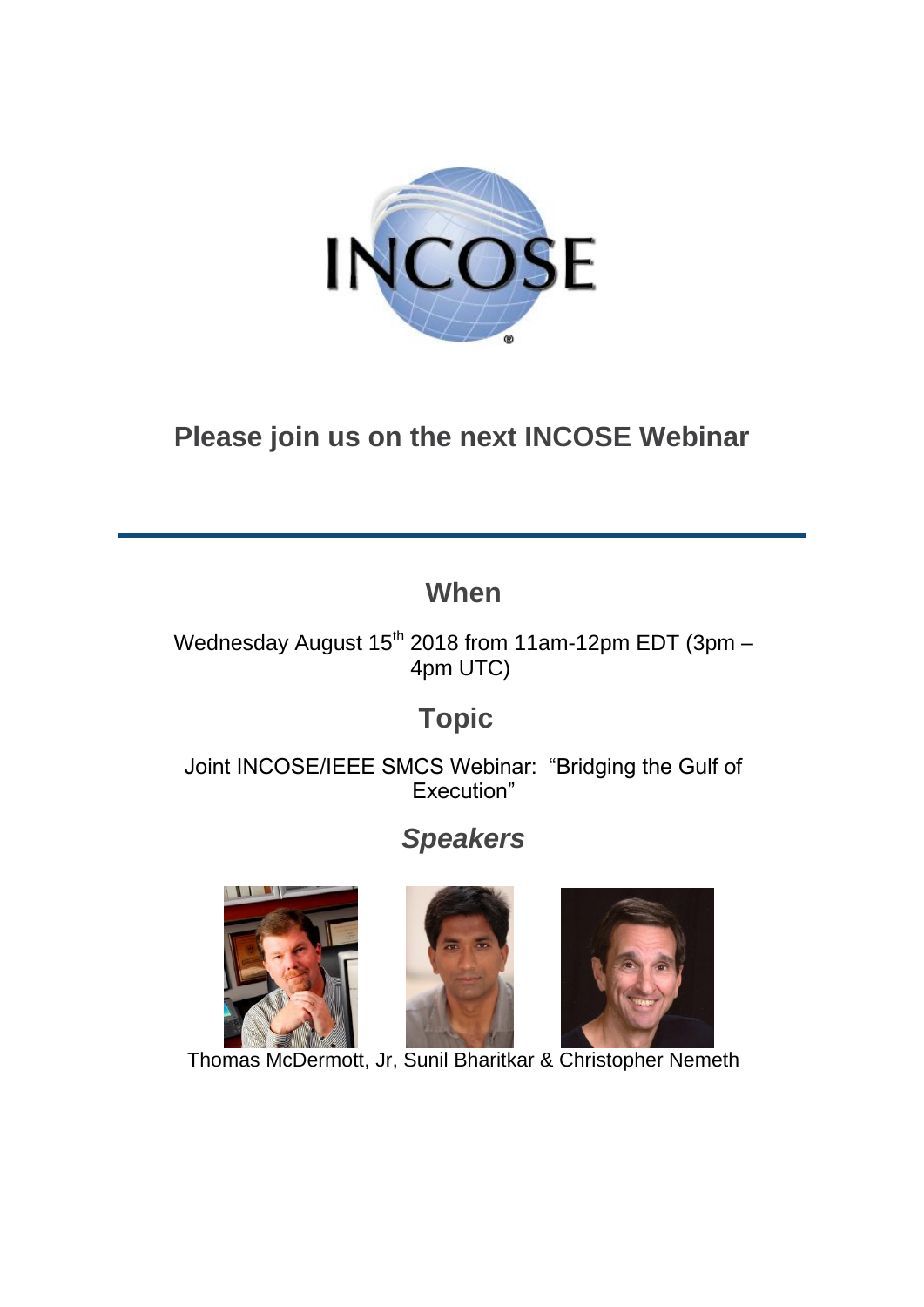## Please join us on the next INCOSE Webinar

---

## When

Wednesday August 15th 2018 from 11am-12pm EDT (3pm – 4pm UTC)

## Topic

Joint INCOSE/IEEE SMCS Webinar: "Bridging the Gulf of Execution"

## *Speakers*

Thomas McDermott, Jr, Sunil Bharitkar & Christopher Nemeth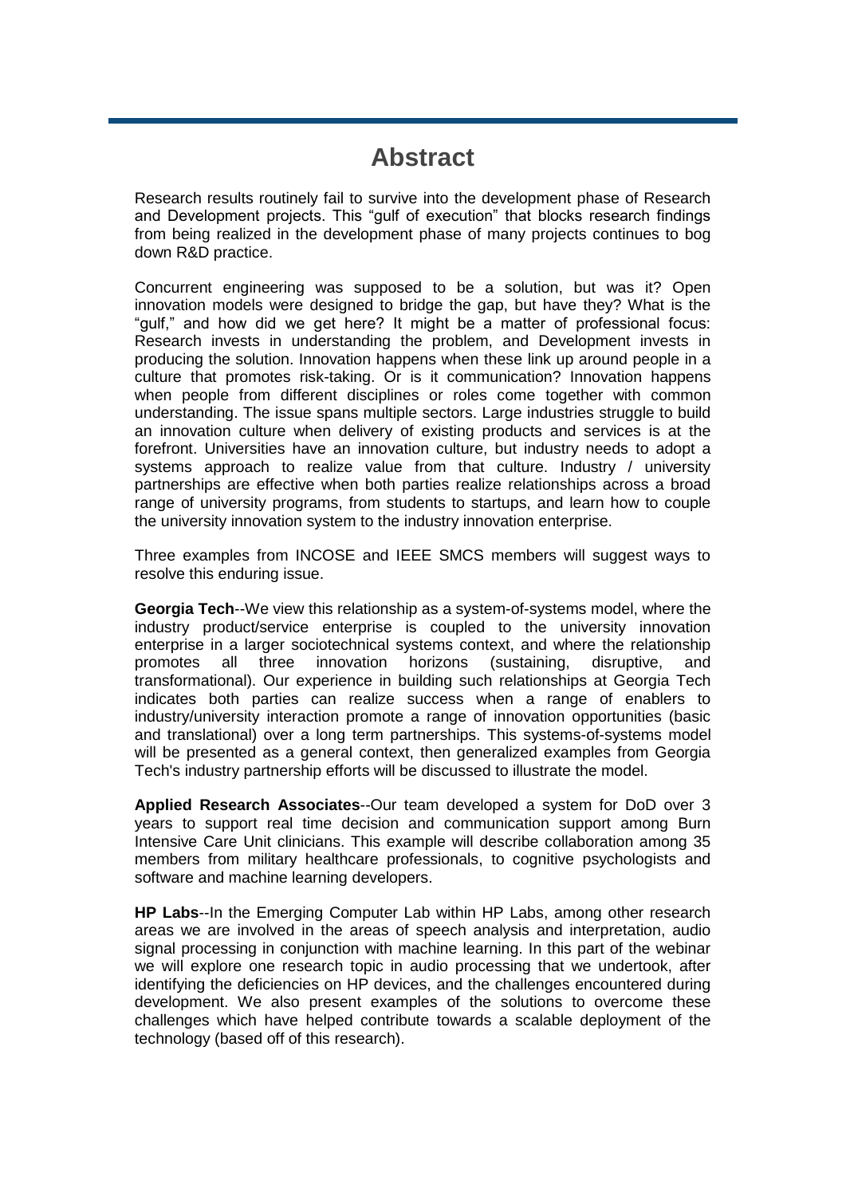# Abstract

Research results routinely fail to survive into the development phase of Research and Development projects. This "gulf of execution" that blocks research findings from being realized in the development phase of many projects continues to bog down R&D practice.

Concurrent engineering was supposed to be a solution, but was it? Open innovation models were designed to bridge the gap, but have they? What is the "gulf," and how did we get here? It might be a matter of professional focus: Research invests in understanding the problem, and Development invests in producing the solution. Innovation happens when these link up around people in a culture that promotes risk-taking. Or is it communication? Innovation happens when people from different disciplines or roles come together with common understanding. The issue spans multiple sectors. Large industries struggle to build an innovation culture when delivery of existing products and services is at the forefront. Universities have an innovation culture, but industry needs to adopt a systems approach to realize value from that culture. Industry / university partnerships are effective when both parties realize relationships across a broad range of university programs, from students to startups, and learn how to couple the university innovation system to the industry innovation enterprise.

Three examples from INCOSE and IEEE SMCS members will suggest ways to resolve this enduring issue.

**Georgia Tech**--We view this relationship as a system-of-systems model, where the industry product/service enterprise is coupled to the university innovation enterprise in a larger sociotechnical systems context, and where the relationship promotes all three innovation horizons (sustaining, disruptive, and transformational). Our experience in building such relationships at Georgia Tech indicates both parties can realize success when a range of enablers to industry/university interaction promote a range of innovation opportunities (basic and translational) over a long term partnerships. This systems-of-systems model will be presented as a general context, then generalized examples from Georgia Tech's industry partnership efforts will be discussed to illustrate the model.

**Applied Research Associates**--Our team developed a system for DoD over 3 years to support real time decision and communication support among Burn Intensive Care Unit clinicians. This example will describe collaboration among 35 members from military healthcare professionals, to cognitive psychologists and software and machine learning developers.

**HP Labs**--In the Emerging Computer Lab within HP Labs, among other research areas we are involved in the areas of speech analysis and interpretation, audio signal processing in conjunction with machine learning. In this part of the webinar we will explore one research topic in audio processing that we undertook, after identifying the deficiencies on HP devices, and the challenges encountered during development. We also present examples of the solutions to overcome these challenges which have helped contribute towards a scalable deployment of the technology (based off of this research).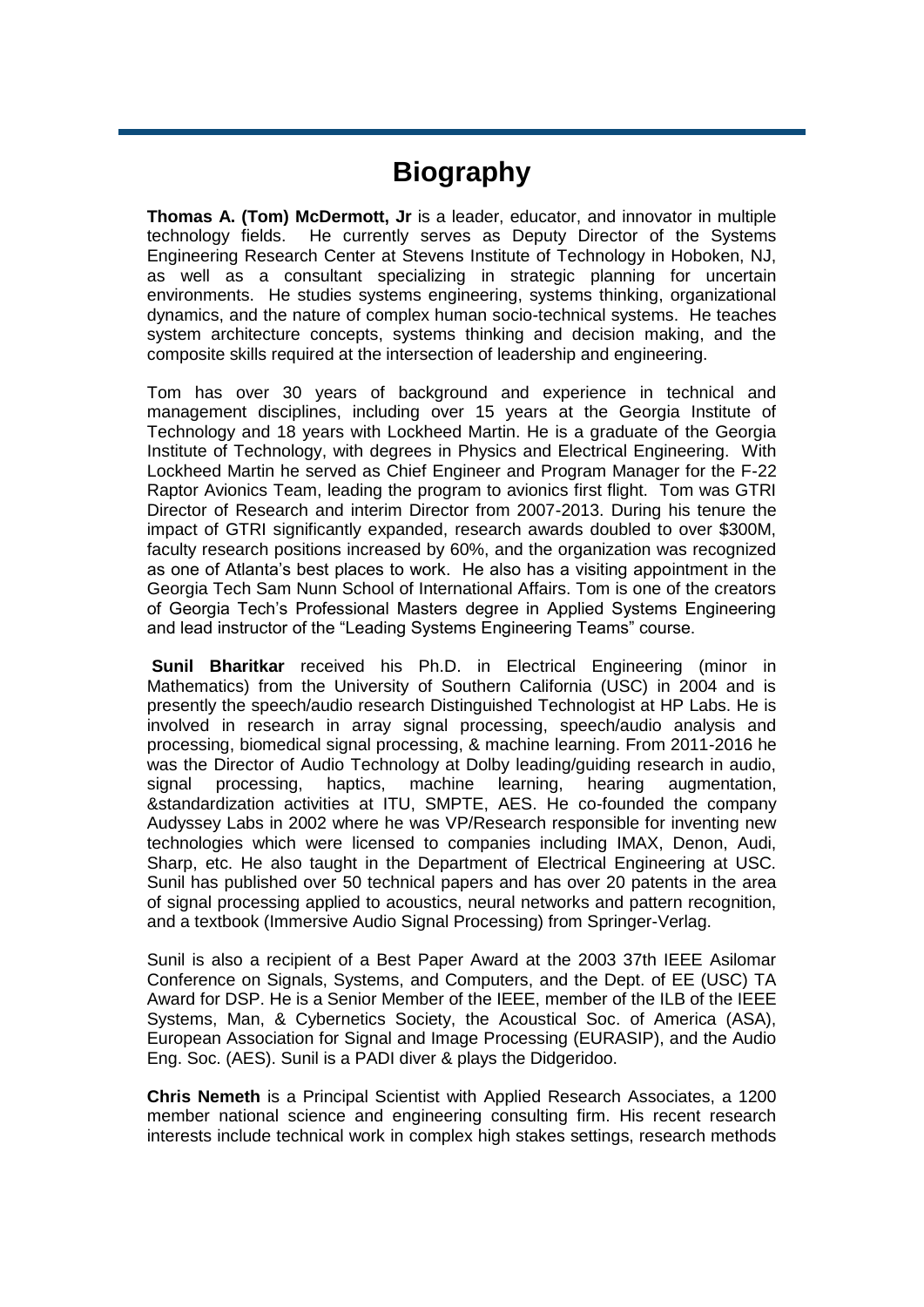# Biography

**Thomas A. (Tom) McDermott, Jr** is a leader, educator, and innovator in multiple technology fields. He currently serves as Deputy Director of the Systems Engineering Research Center at Stevens Institute of Technology in Hoboken, NJ, as well as a consultant specializing in strategic planning for uncertain environments. He studies systems engineering, systems thinking, organizational dynamics, and the nature of complex human socio-technical systems. He teaches system architecture concepts, systems thinking and decision making, and the composite skills required at the intersection of leadership and engineering.

Tom has over 30 years of background and experience in technical and management disciplines, including over 15 years at the Georgia Institute of Technology and 18 years with Lockheed Martin. He is a graduate of the Georgia Institute of Technology, with degrees in Physics and Electrical Engineering. With Lockheed Martin he served as Chief Engineer and Program Manager for the F-22 Raptor Avionics Team, leading the program to avionics first flight. Tom was GTRI Director of Research and interim Director from 2007-2013. During his tenure the impact of GTRI significantly expanded, research awards doubled to over $300M, faculty research positions increased by 60%, and the organization was recognized as one of Atlanta's best places to work. He also has a visiting appointment in the Georgia Tech Sam Nunn School of International Affairs. Tom is one of the creators of Georgia Tech's Professional Masters degree in Applied Systems Engineering and lead instructor of the "Leading Systems Engineering Teams" course.

**Sunil Bharitkar** received his Ph.D. in Electrical Engineering (minor in Mathematics) from the University of Southern California (USC) in 2004 and is presently the speech/audio research Distinguished Technologist at HP Labs. He is involved in research in array signal processing, speech/audio analysis and processing, biomedical signal processing, & machine learning. From 2011-2016 he was the Director of Audio Technology at Dolby leading/guiding research in audio, signal processing, haptics, machine learning, hearing augmentation, &standardization activities at ITU, SMPTE, AES. He co-founded the company Audyssey Labs in 2002 where he was VP/Research responsible for inventing new technologies which were licensed to companies including IMAX, Denon, Audi, Sharp, etc. He also taught in the Department of Electrical Engineering at USC. Sunil has published over 50 technical papers and has over 20 patents in the area of signal processing applied to acoustics, neural networks and pattern recognition, and a textbook (Immersive Audio Signal Processing) from Springer-Verlag.

Sunil is also a recipient of a Best Paper Award at the 2003 37th IEEE Asilomar Conference on Signals, Systems, and Computers, and the Dept. of EE (USC) TA Award for DSP. He is a Senior Member of the IEEE, member of the ILB of the IEEE Systems, Man, & Cybernetics Society, the Acoustical Soc. of America (ASA), European Association for Signal and Image Processing (EURASIP), and the Audio Eng. Soc. (AES). Sunil is a PADI diver & plays the Didgeridoo.

**Chris Nemeth** is a Principal Scientist with Applied Research Associates, a 1200 member national science and engineering consulting firm. His recent research interests include technical work in complex high stakes settings, research methods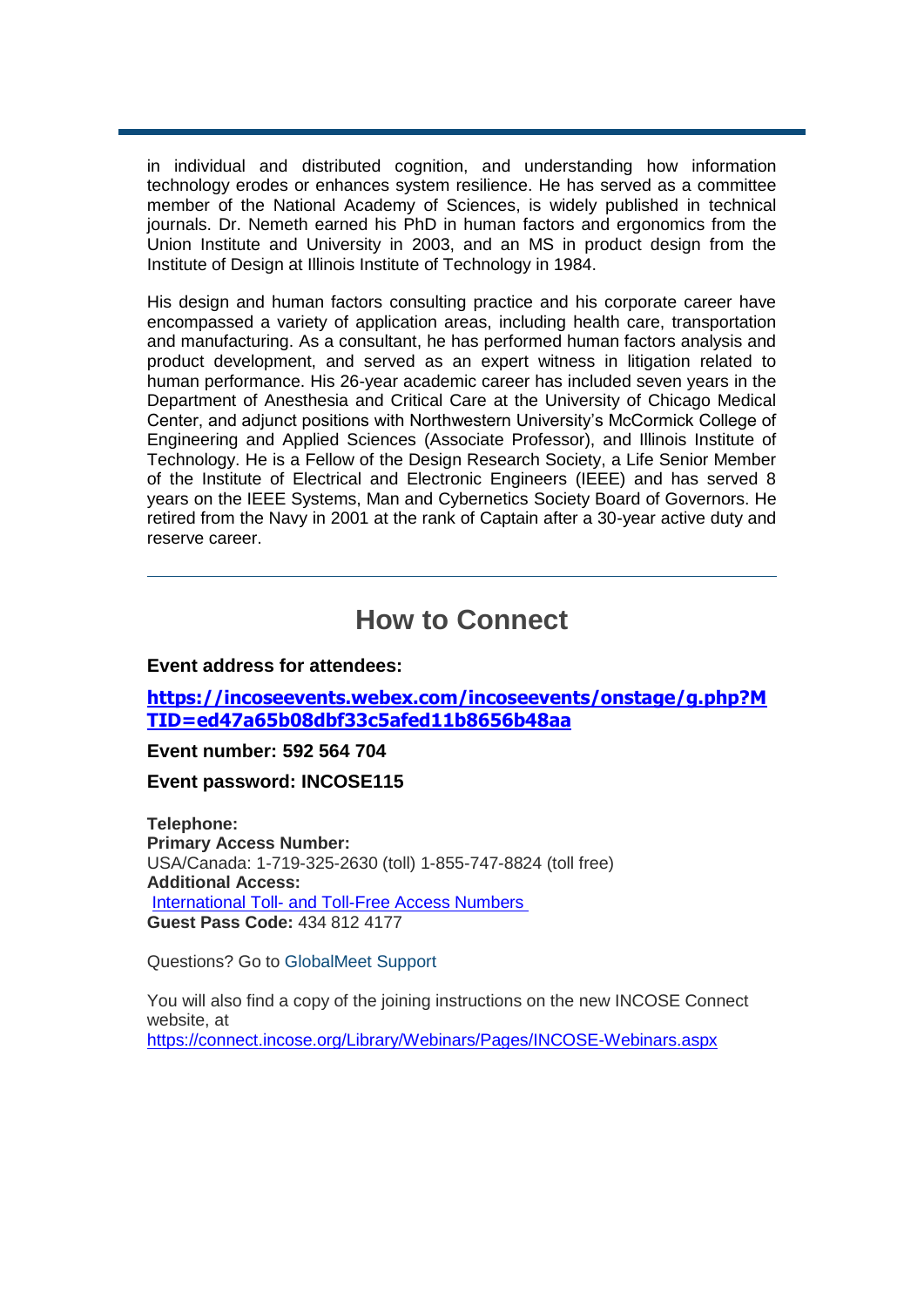in individual and distributed cognition, and understanding how information technology erodes or enhances system resilience. He has served as a committee member of the National Academy of Sciences, is widely published in technical journals. Dr. Nemeth earned his PhD in human factors and ergonomics from the Union Institute and University in 2003, and an MS in product design from the Institute of Design at Illinois Institute of Technology in 1984.

His design and human factors consulting practice and his corporate career have encompassed a variety of application areas, including health care, transportation and manufacturing. As a consultant, he has performed human factors analysis and product development, and served as an expert witness in litigation related to human performance. His 26-year academic career has included seven years in the Department of Anesthesia and Critical Care at the University of Chicago Medical Center, and adjunct positions with Northwestern University's McCormick College of Engineering and Applied Sciences (Associate Professor), and Illinois Institute of Technology. He is a Fellow of the Design Research Society, a Life Senior Member of the Institute of Electrical and Electronic Engineers (IEEE) and has served 8 years on the IEEE Systems, Man and Cybernetics Society Board of Governors. He retired from the Navy in 2001 at the rank of Captain after a 30-year active duty and reserve career.

---

## How to Connect

**Event address for attendees:**

**https://incoseevents.webex.com/incoseevents/onstage/g.php?MTID=ed47a65b08dbf33c5afed11b8656b48aa**

**Event number: 592 564 704**

**Event password: INCOSE115**

**Telephone:**
**Primary Access Number:**
USA/Canada: 1-719-325-2630 (toll) 1-855-747-8824 (toll free)
**Additional Access:**
International Toll- and Toll-Free Access Numbers
**Guest Pass Code:** 434 812 4177

Questions? Go to GlobalMeet Support

You will also find a copy of the joining instructions on the new INCOSE Connect website, at
https://connect.incose.org/Library/Webinars/Pages/INCOSE-Webinars.aspx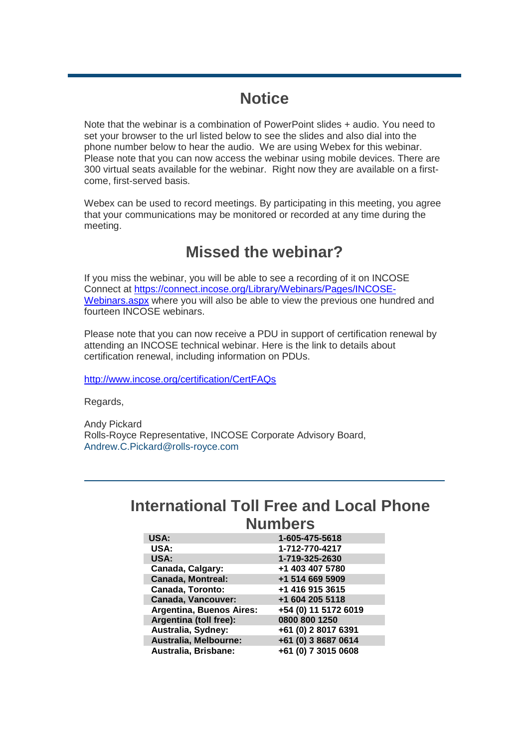# Notice

Note that the webinar is a combination of PowerPoint slides + audio. You need to set your browser to the url listed below to see the slides and also dial into the phone number below to hear the audio. We are using Webex for this webinar. Please note that you can now access the webinar using mobile devices. There are 300 virtual seats available for the webinar. Right now they are available on a first-come, first-served basis.

Webex can be used to record meetings. By participating in this meeting, you agree that your communications may be monitored or recorded at any time during the meeting.

# Missed the webinar?

If you miss the webinar, you will be able to see a recording of it on INCOSE Connect at https://connect.incose.org/Library/Webinars/Pages/INCOSE-Webinars.aspx where you will also be able to view the previous one hundred and fourteen INCOSE webinars.

Please note that you can now receive a PDU in support of certification renewal by attending an INCOSE technical webinar. Here is the link to details about certification renewal, including information on PDUs.

http://www.incose.org/certification/CertFAQs

Regards,

Andy Pickard
Rolls-Royce Representative, INCOSE Corporate Advisory Board,
Andrew.C.Pickard@rolls-royce.com

---

# International Toll Free and Local Phone Numbers

| | |
|---|---|
| **USA:** | **1-605-475-5618** |
| **USA:** | **1-712-770-4217** |
| **USA:** | **1-719-325-2630** |
| **Canada, Calgary:** | **+1 403 407 5780** |
| **Canada, Montreal:** | **+1 514 669 5909** |
| **Canada, Toronto:** | **+1 416 915 3615** |
| **Canada, Vancouver:** | **+1 604 205 5118** |
| **Argentina, Buenos Aires:** | **+54 (0) 11 5172 6019** |
| **Argentina (toll free):** | **0800 800 1250** |
| **Australia, Sydney:** | **+61 (0) 2 8017 6391** |
| **Australia, Melbourne:** | **+61 (0) 3 8687 0614** |
| **Australia, Brisbane:** | **+61 (0) 7 3015 0608** |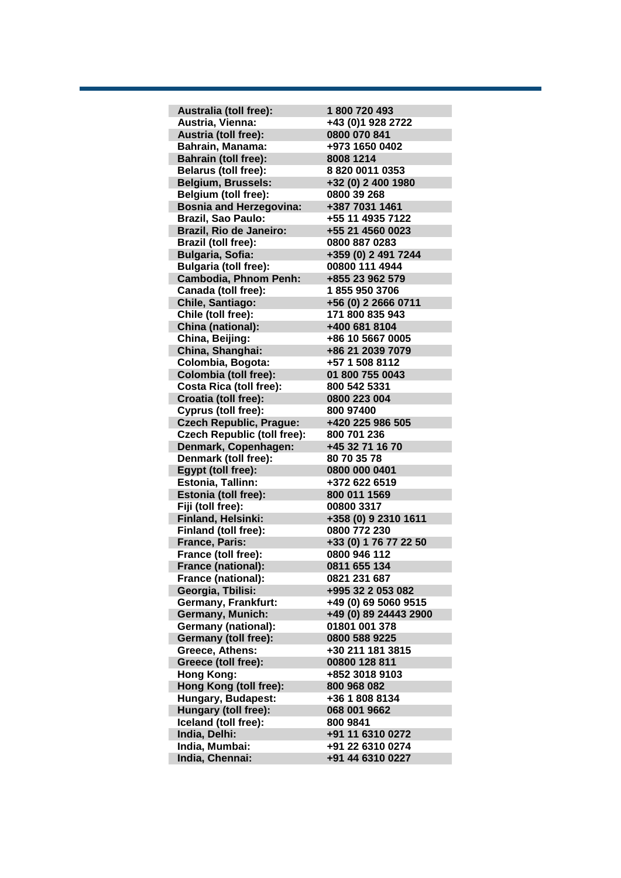| | |
|---|---|
| **Australia (toll free):** | **1 800 720 493** |
| **Austria, Vienna:** | **+43 (0)1 928 2722** |
| **Austria (toll free):** | **0800 070 841** |
| **Bahrain, Manama:** | **+973 1650 0402** |
| **Bahrain (toll free):** | **8008 1214** |
| **Belarus (toll free):** | **8 820 0011 0353** |
| **Belgium, Brussels:** | **+32 (0) 2 400 1980** |
| **Belgium (toll free):** | **0800 39 268** |
| **Bosnia and Herzegovina:** | **+387 7031 1461** |
| **Brazil, Sao Paulo:** | **+55 11 4935 7122** |
| **Brazil, Rio de Janeiro:** | **+55 21 4560 0023** |
| **Brazil (toll free):** | **0800 887 0283** |
| **Bulgaria, Sofia:** | **+359 (0) 2 491 7244** |
| **Bulgaria (toll free):** | **00800 111 4944** |
| **Cambodia, Phnom Penh:** | **+855 23 962 579** |
| **Canada (toll free):** | **1 855 950 3706** |
| **Chile, Santiago:** | **+56 (0) 2 2666 0711** |
| **Chile (toll free):** | **171 800 835 943** |
| **China (national):** | **+400 681 8104** |
| **China, Beijing:** | **+86 10 5667 0005** |
| **China, Shanghai:** | **+86 21 2039 7079** |
| **Colombia, Bogota:** | **+57 1 508 8112** |
| **Colombia (toll free):** | **01 800 755 0043** |
| **Costa Rica (toll free):** | **800 542 5331** |
| **Croatia (toll free):** | **0800 223 004** |
| **Cyprus (toll free):** | **800 97400** |
| **Czech Republic, Prague:** | **+420 225 986 505** |
| **Czech Republic (toll free):** | **800 701 236** |
| **Denmark, Copenhagen:** | **+45 32 71 16 70** |
| **Denmark (toll free):** | **80 70 35 78** |
| **Egypt (toll free):** | **0800 000 0401** |
| **Estonia, Tallinn:** | **+372 622 6519** |
| **Estonia (toll free):** | **800 011 1569** |
| **Fiji (toll free):** | **00800 3317** |
| **Finland, Helsinki:** | **+358 (0) 9 2310 1611** |
| **Finland (toll free):** | **0800 772 230** |
| **France, Paris:** | **+33 (0) 1 76 77 22 50** |
| **France (toll free):** | **0800 946 112** |
| **France (national):** | **0811 655 134** |
| **France (national):** | **0821 231 687** |
| **Georgia, Tbilisi:** | **+995 32 2 053 082** |
| **Germany, Frankfurt:** | **+49 (0) 69 5060 9515** |
| **Germany, Munich:** | **+49 (0) 89 24443 2900** |
| **Germany (national):** | **01801 001 378** |
| **Germany (toll free):** | **0800 588 9225** |
| **Greece, Athens:** | **+30 211 181 3815** |
| **Greece (toll free):** | **00800 128 811** |
| **Hong Kong:** | **+852 3018 9103** |
| **Hong Kong (toll free):** | **800 968 082** |
| **Hungary, Budapest:** | **+36 1 808 8134** |
| **Hungary (toll free):** | **068 001 9662** |
| **Iceland (toll free):** | **800 9841** |
| **India, Delhi:** | **+91 11 6310 0272** |
| **India, Mumbai:** | **+91 22 6310 0274** |
| **India, Chennai:** | **+91 44 6310 0227** |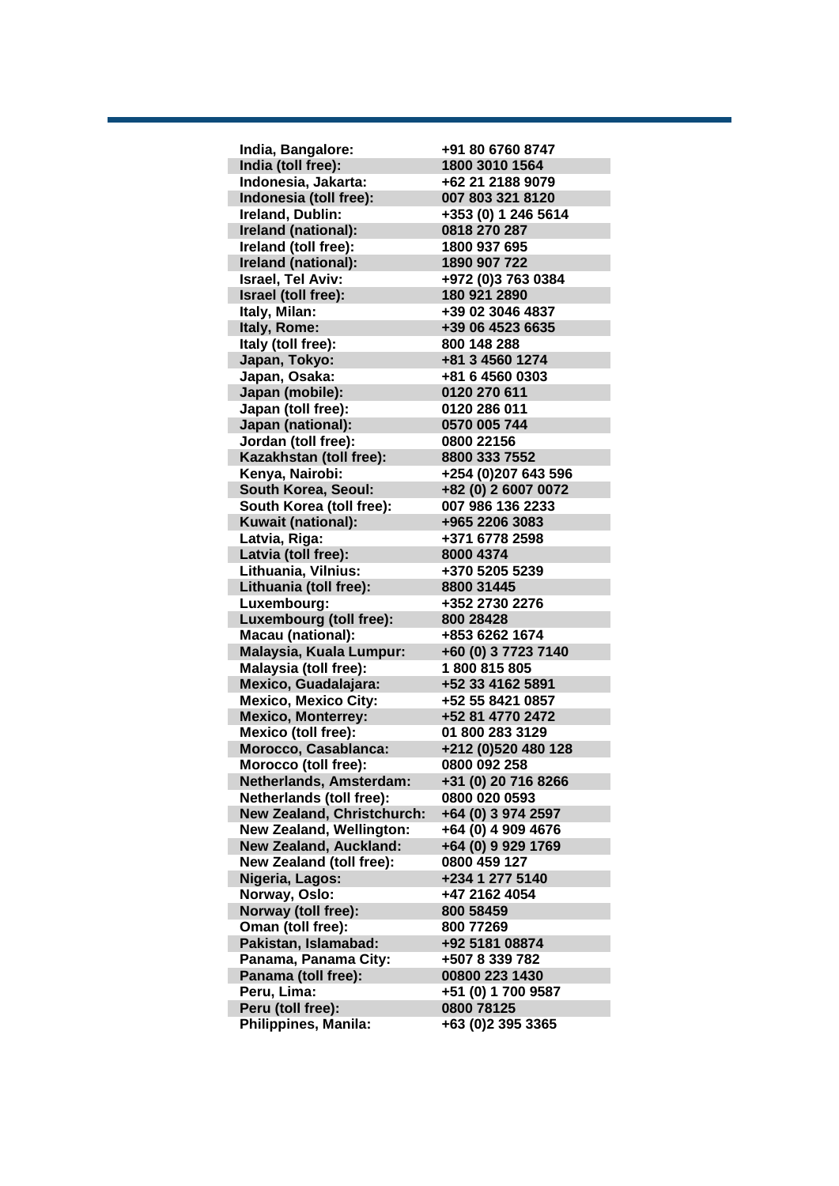| | |
|---|---|
| **India, Bangalore:** | **+91 80 6760 8747** |
| **India (toll free):** | **1800 3010 1564** |
| **Indonesia, Jakarta:** | **+62 21 2188 9079** |
| **Indonesia (toll free):** | **007 803 321 8120** |
| **Ireland, Dublin:** | **+353 (0) 1 246 5614** |
| **Ireland (national):** | **0818 270 287** |
| **Ireland (toll free):** | **1800 937 695** |
| **Ireland (national):** | **1890 907 722** |
| **Israel, Tel Aviv:** | **+972 (0)3 763 0384** |
| **Israel (toll free):** | **180 921 2890** |
| **Italy, Milan:** | **+39 02 3046 4837** |
| **Italy, Rome:** | **+39 06 4523 6635** |
| **Italy (toll free):** | **800 148 288** |
| **Japan, Tokyo:** | **+81 3 4560 1274** |
| **Japan, Osaka:** | **+81 6 4560 0303** |
| **Japan (mobile):** | **0120 270 611** |
| **Japan (toll free):** | **0120 286 011** |
| **Japan (national):** | **0570 005 744** |
| **Jordan (toll free):** | **0800 22156** |
| **Kazakhstan (toll free):** | **8800 333 7552** |
| **Kenya, Nairobi:** | **+254 (0)207 643 596** |
| **South Korea, Seoul:** | **+82 (0) 2 6007 0072** |
| **South Korea (toll free):** | **007 986 136 2233** |
| **Kuwait (national):** | **+965 2206 3083** |
| **Latvia, Riga:** | **+371 6778 2598** |
| **Latvia (toll free):** | **8000 4374** |
| **Lithuania, Vilnius:** | **+370 5205 5239** |
| **Lithuania (toll free):** | **8800 31445** |
| **Luxembourg:** | **+352 2730 2276** |
| **Luxembourg (toll free):** | **800 28428** |
| **Macau (national):** | **+853 6262 1674** |
| **Malaysia, Kuala Lumpur:** | **+60 (0) 3 7723 7140** |
| **Malaysia (toll free):** | **1 800 815 805** |
| **Mexico, Guadalajara:** | **+52 33 4162 5891** |
| **Mexico, Mexico City:** | **+52 55 8421 0857** |
| **Mexico, Monterrey:** | **+52 81 4770 2472** |
| **Mexico (toll free):** | **01 800 283 3129** |
| **Morocco, Casablanca:** | **+212 (0)520 480 128** |
| **Morocco (toll free):** | **0800 092 258** |
| **Netherlands, Amsterdam:** | **+31 (0) 20 716 8266** |
| **Netherlands (toll free):** | **0800 020 0593** |
| **New Zealand, Christchurch:** | **+64 (0) 3 974 2597** |
| **New Zealand, Wellington:** | **+64 (0) 4 909 4676** |
| **New Zealand, Auckland:** | **+64 (0) 9 929 1769** |
| **New Zealand (toll free):** | **0800 459 127** |
| **Nigeria, Lagos:** | **+234 1 277 5140** |
| **Norway, Oslo:** | **+47 2162 4054** |
| **Norway (toll free):** | **800 58459** |
| **Oman (toll free):** | **800 77269** |
| **Pakistan, Islamabad:** | **+92 5181 08874** |
| **Panama, Panama City:** | **+507 8 339 782** |
| **Panama (toll free):** | **00800 223 1430** |
| **Peru, Lima:** | **+51 (0) 1 700 9587** |
| **Peru (toll free):** | **0800 78125** |
| **Philippines, Manila:** | **+63 (0)2 395 3365** |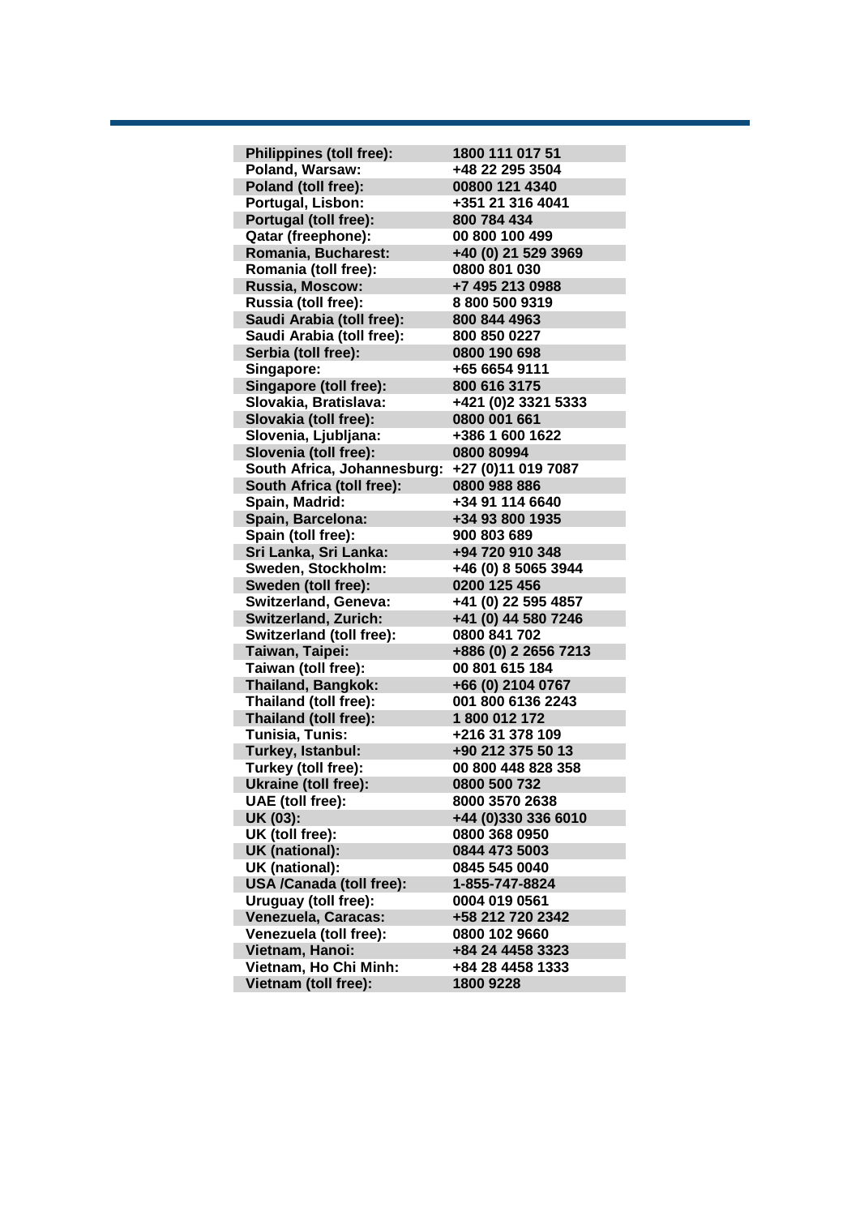| | |
|---|---|
| **Philippines (toll free):** | **1800 111 017 51** |
| **Poland, Warsaw:** | **+48 22 295 3504** |
| **Poland (toll free):** | **00800 121 4340** |
| **Portugal, Lisbon:** | **+351 21 316 4041** |
| **Portugal (toll free):** | **800 784 434** |
| **Qatar (freephone):** | **00 800 100 499** |
| **Romania, Bucharest:** | **+40 (0) 21 529 3969** |
| **Romania (toll free):** | **0800 801 030** |
| **Russia, Moscow:** | **+7 495 213 0988** |
| **Russia (toll free):** | **8 800 500 9319** |
| **Saudi Arabia (toll free):** | **800 844 4963** |
| **Saudi Arabia (toll free):** | **800 850 0227** |
| **Serbia (toll free):** | **0800 190 698** |
| **Singapore:** | **+65 6654 9111** |
| **Singapore (toll free):** | **800 616 3175** |
| **Slovakia, Bratislava:** | **+421 (0)2 3321 5333** |
| **Slovakia (toll free):** | **0800 001 661** |
| **Slovenia, Ljubljana:** | **+386 1 600 1622** |
| **Slovenia (toll free):** | **0800 80994** |
| **South Africa, Johannesburg:** | **+27 (0)11 019 7087** |
| **South Africa (toll free):** | **0800 988 886** |
| **Spain, Madrid:** | **+34 91 114 6640** |
| **Spain, Barcelona:** | **+34 93 800 1935** |
| **Spain (toll free):** | **900 803 689** |
| **Sri Lanka, Sri Lanka:** | **+94 720 910 348** |
| **Sweden, Stockholm:** | **+46 (0) 8 5065 3944** |
| **Sweden (toll free):** | **0200 125 456** |
| **Switzerland, Geneva:** | **+41 (0) 22 595 4857** |
| **Switzerland, Zurich:** | **+41 (0) 44 580 7246** |
| **Switzerland (toll free):** | **0800 841 702** |
| **Taiwan, Taipei:** | **+886 (0) 2 2656 7213** |
| **Taiwan (toll free):** | **00 801 615 184** |
| **Thailand, Bangkok:** | **+66 (0) 2104 0767** |
| **Thailand (toll free):** | **001 800 6136 2243** |
| **Thailand (toll free):** | **1 800 012 172** |
| **Tunisia, Tunis:** | **+216 31 378 109** |
| **Turkey, Istanbul:** | **+90 212 375 50 13** |
| **Turkey (toll free):** | **00 800 448 828 358** |
| **Ukraine (toll free):** | **0800 500 732** |
| **UAE (toll free):** | **8000 3570 2638** |
| **UK (03):** | **+44 (0)330 336 6010** |
| **UK (toll free):** | **0800 368 0950** |
| **UK (national):** | **0844 473 5003** |
| **UK (national):** | **0845 545 0040** |
| **USA /Canada (toll free):** | **1-855-747-8824** |
| **Uruguay (toll free):** | **0004 019 0561** |
| **Venezuela, Caracas:** | **+58 212 720 2342** |
| **Venezuela (toll free):** | **0800 102 9660** |
| **Vietnam, Hanoi:** | **+84 24 4458 3323** |
| **Vietnam, Ho Chi Minh:** | **+84 28 4458 1333** |
| **Vietnam (toll free):** | **1800 9228** |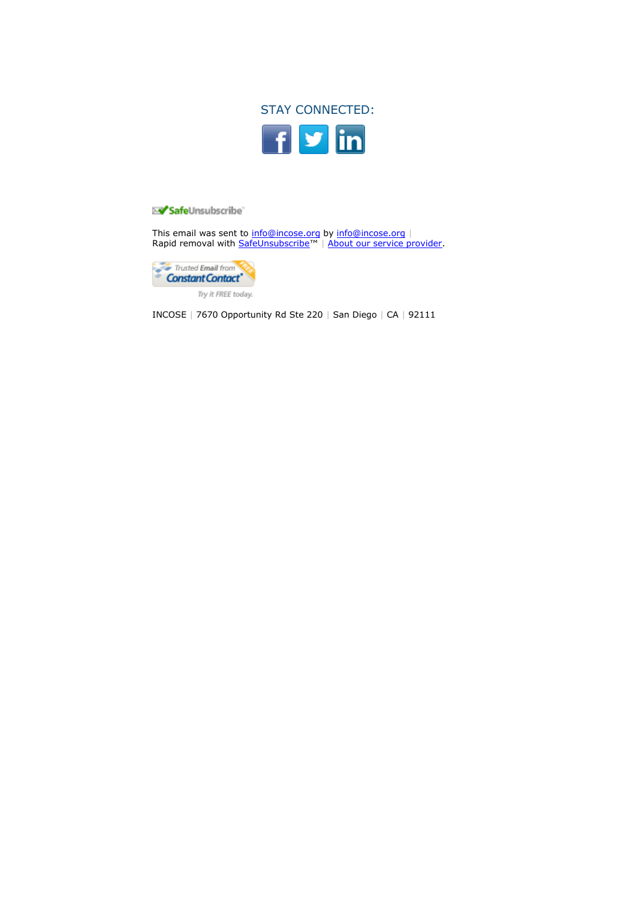STAY CONNECTED:

SafeUnsubscribe

This email was sent to info@incose.org by info@incose.org |
Rapid removal with SafeUnsubscribe™ | About our service provider.

Trusted Email from Constant Contact FREE
Try it FREE today.

INCOSE | 7670 Opportunity Rd Ste 220 | San Diego | CA | 92111